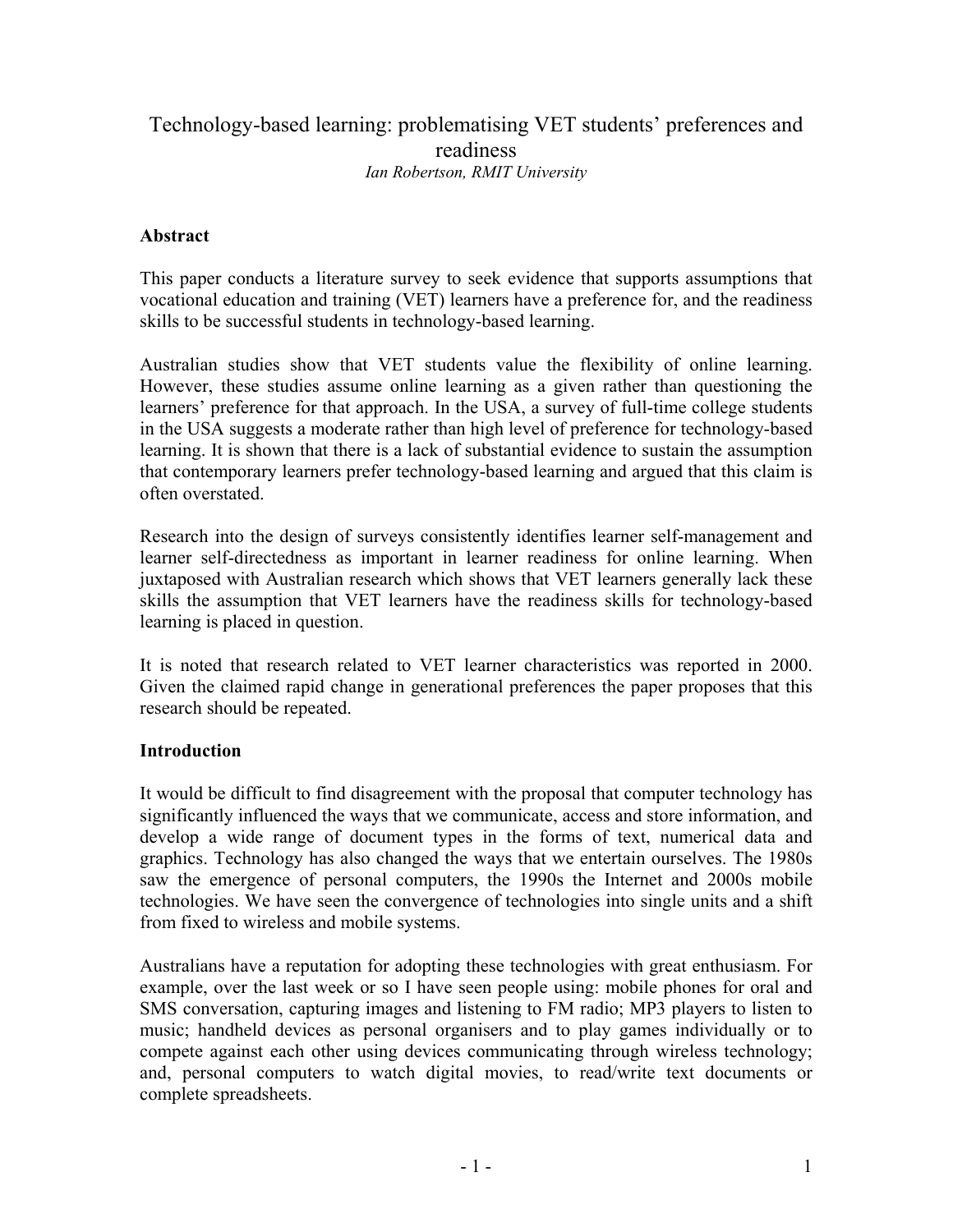# Technology-based learning: problematising VET students' preferences and readiness

*Ian Robertson, RMIT University*

## Abstract

This paper conducts a literature survey to seek evidence that supports assumptions that vocational education and training (VET) learners have a preference for, and the readiness skills to be successful students in technology-based learning.

Australian studies show that VET students value the flexibility of online learning. However, these studies assume online learning as a given rather than questioning the learners' preference for that approach. In the USA, a survey of full-time college students in the USA suggests a moderate rather than high level of preference for technology-based learning. It is shown that there is a lack of substantial evidence to sustain the assumption that contemporary learners prefer technology-based learning and argued that this claim is often overstated.

Research into the design of surveys consistently identifies learner self-management and learner self-directedness as important in learner readiness for online learning. When juxtaposed with Australian research which shows that VET learners generally lack these skills the assumption that VET learners have the readiness skills for technology-based learning is placed in question.

It is noted that research related to VET learner characteristics was reported in 2000. Given the claimed rapid change in generational preferences the paper proposes that this research should be repeated.

## Introduction

It would be difficult to find disagreement with the proposal that computer technology has significantly influenced the ways that we communicate, access and store information, and develop a wide range of document types in the forms of text, numerical data and graphics. Technology has also changed the ways that we entertain ourselves. The 1980s saw the emergence of personal computers, the 1990s the Internet and 2000s mobile technologies. We have seen the convergence of technologies into single units and a shift from fixed to wireless and mobile systems.

Australians have a reputation for adopting these technologies with great enthusiasm. For example, over the last week or so I have seen people using: mobile phones for oral and SMS conversation, capturing images and listening to FM radio; MP3 players to listen to music; handheld devices as personal organisers and to play games individually or to compete against each other using devices communicating through wireless technology; and, personal computers to watch digital movies, to read/write text documents or complete spreadsheets.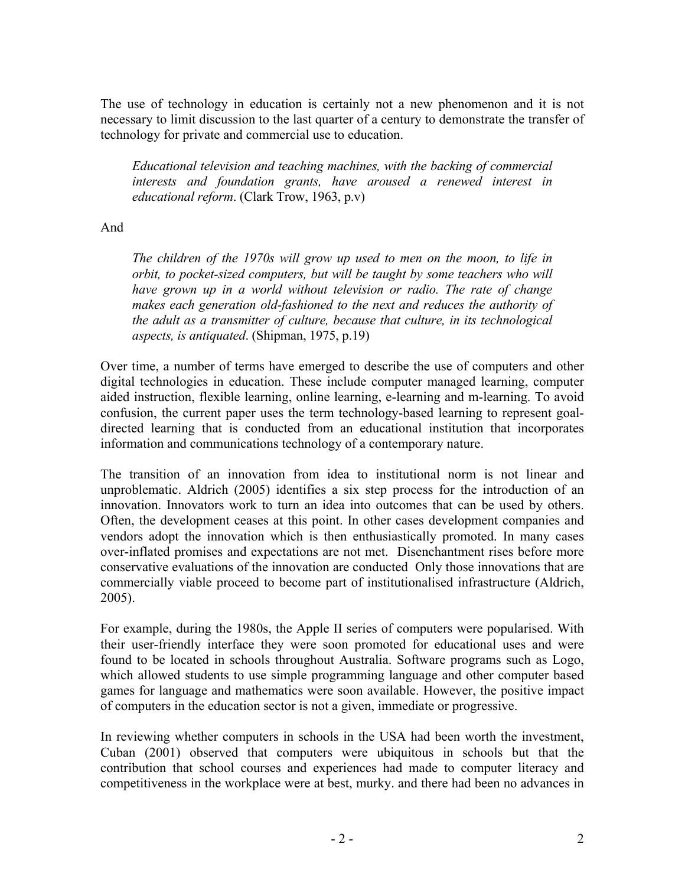The use of technology in education is certainly not a new phenomenon and it is not necessary to limit discussion to the last quarter of a century to demonstrate the transfer of technology for private and commercial use to education.

> *Educational television and teaching machines, with the backing of commercial interests and foundation grants, have aroused a renewed interest in educational reform*. (Clark Trow, 1963, p.v)

And

> *The children of the 1970s will grow up used to men on the moon, to life in orbit, to pocket-sized computers, but will be taught by some teachers who will have grown up in a world without television or radio. The rate of change makes each generation old-fashioned to the next and reduces the authority of the adult as a transmitter of culture, because that culture, in its technological aspects, is antiquated*. (Shipman, 1975, p.19)

Over time, a number of terms have emerged to describe the use of computers and other digital technologies in education. These include computer managed learning, computer aided instruction, flexible learning, online learning, e-learning and m-learning. To avoid confusion, the current paper uses the term technology-based learning to represent goal-directed learning that is conducted from an educational institution that incorporates information and communications technology of a contemporary nature.

The transition of an innovation from idea to institutional norm is not linear and unproblematic. Aldrich (2005) identifies a six step process for the introduction of an innovation. Innovators work to turn an idea into outcomes that can be used by others. Often, the development ceases at this point. In other cases development companies and vendors adopt the innovation which is then enthusiastically promoted. In many cases over-inflated promises and expectations are not met. Disenchantment rises before more conservative evaluations of the innovation are conducted Only those innovations that are commercially viable proceed to become part of institutionalised infrastructure (Aldrich, 2005).

For example, during the 1980s, the Apple II series of computers were popularised. With their user-friendly interface they were soon promoted for educational uses and were found to be located in schools throughout Australia. Software programs such as Logo, which allowed students to use simple programming language and other computer based games for language and mathematics were soon available. However, the positive impact of computers in the education sector is not a given, immediate or progressive.

In reviewing whether computers in schools in the USA had been worth the investment, Cuban (2001) observed that computers were ubiquitous in schools but that the contribution that school courses and experiences had made to computer literacy and competitiveness in the workplace were at best, murky. and there had been no advances in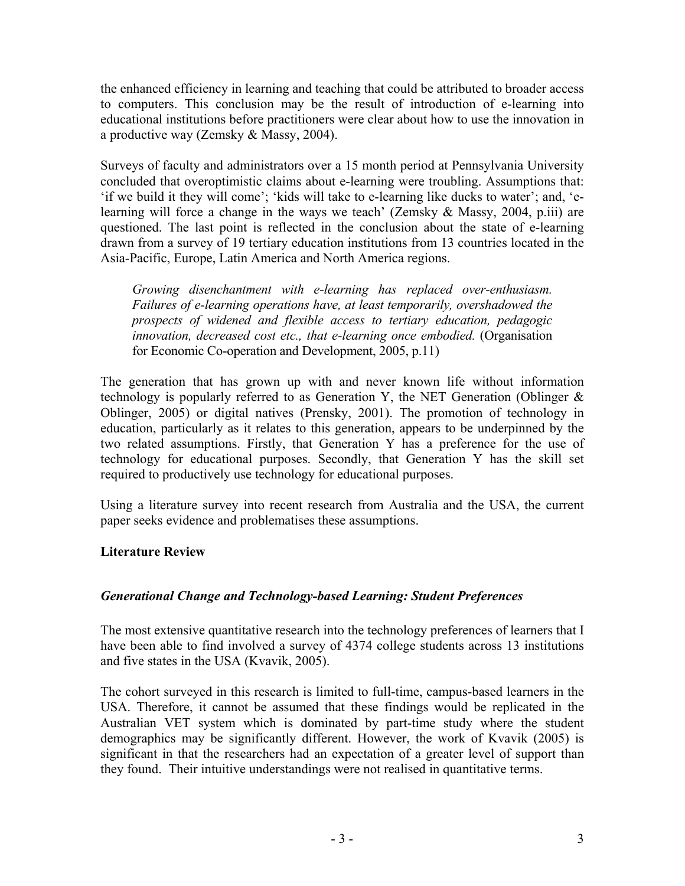the enhanced efficiency in learning and teaching that could be attributed to broader access to computers. This conclusion may be the result of introduction of e-learning into educational institutions before practitioners were clear about how to use the innovation in a productive way (Zemsky & Massy, 2004).

Surveys of faculty and administrators over a 15 month period at Pennsylvania University concluded that overoptimistic claims about e-learning were troubling. Assumptions that: 'if we build it they will come'; 'kids will take to e-learning like ducks to water'; and, 'e-learning will force a change in the ways we teach' (Zemsky & Massy, 2004, p.iii) are questioned. The last point is reflected in the conclusion about the state of e-learning drawn from a survey of 19 tertiary education institutions from 13 countries located in the Asia-Pacific, Europe, Latin America and North America regions.

> *Growing disenchantment with e-learning has replaced over-enthusiasm. Failures of e-learning operations have, at least temporarily, overshadowed the prospects of widened and flexible access to tertiary education, pedagogic innovation, decreased cost etc., that e-learning once embodied.* (Organisation for Economic Co-operation and Development, 2005, p.11)

The generation that has grown up with and never known life without information technology is popularly referred to as Generation Y, the NET Generation (Oblinger & Oblinger, 2005) or digital natives (Prensky, 2001). The promotion of technology in education, particularly as it relates to this generation, appears to be underpinned by the two related assumptions. Firstly, that Generation Y has a preference for the use of technology for educational purposes. Secondly, that Generation Y has the skill set required to productively use technology for educational purposes.

Using a literature survey into recent research from Australia and the USA, the current paper seeks evidence and problematises these assumptions.

## Literature Review

### *Generational Change and Technology-based Learning: Student Preferences*

The most extensive quantitative research into the technology preferences of learners that I have been able to find involved a survey of 4374 college students across 13 institutions and five states in the USA (Kvavik, 2005).

The cohort surveyed in this research is limited to full-time, campus-based learners in the USA. Therefore, it cannot be assumed that these findings would be replicated in the Australian VET system which is dominated by part-time study where the student demographics may be significantly different. However, the work of Kvavik (2005) is significant in that the researchers had an expectation of a greater level of support than they found. Their intuitive understandings were not realised in quantitative terms.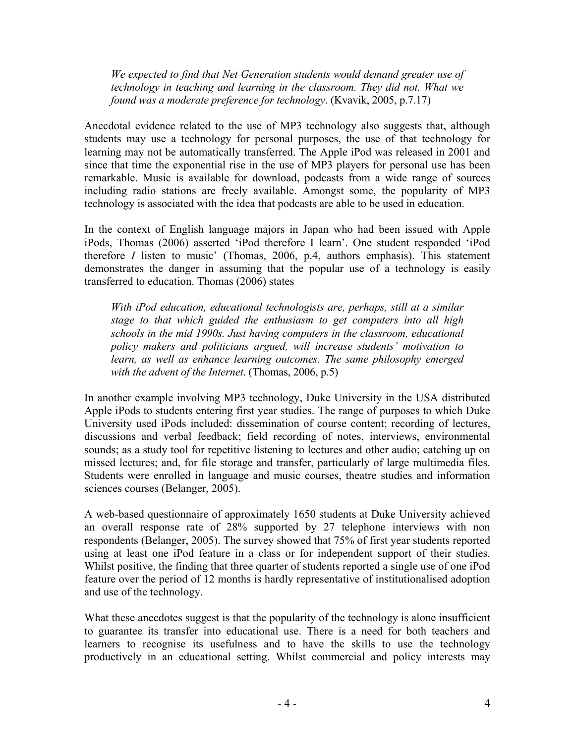> *We expected to find that Net Generation students would demand greater use of technology in teaching and learning in the classroom. They did not. What we found was a moderate preference for technology*. (Kvavik, 2005, p.7.17)

Anecdotal evidence related to the use of MP3 technology also suggests that, although students may use a technology for personal purposes, the use of that technology for learning may not be automatically transferred. The Apple iPod was released in 2001 and since that time the exponential rise in the use of MP3 players for personal use has been remarkable. Music is available for download, podcasts from a wide range of sources including radio stations are freely available. Amongst some, the popularity of MP3 technology is associated with the idea that podcasts are able to be used in education.

In the context of English language majors in Japan who had been issued with Apple iPods, Thomas (2006) asserted 'iPod therefore I learn'. One student responded 'iPod therefore *I* listen to music' (Thomas, 2006, p.4, authors emphasis). This statement demonstrates the danger in assuming that the popular use of a technology is easily transferred to education. Thomas (2006) states

> *With iPod education, educational technologists are, perhaps, still at a similar stage to that which guided the enthusiasm to get computers into all high schools in the mid 1990s. Just having computers in the classroom, educational policy makers and politicians argued, will increase students' motivation to learn, as well as enhance learning outcomes. The same philosophy emerged with the advent of the Internet*. (Thomas, 2006, p.5)

In another example involving MP3 technology, Duke University in the USA distributed Apple iPods to students entering first year studies. The range of purposes to which Duke University used iPods included: dissemination of course content; recording of lectures, discussions and verbal feedback; field recording of notes, interviews, environmental sounds; as a study tool for repetitive listening to lectures and other audio; catching up on missed lectures; and, for file storage and transfer, particularly of large multimedia files. Students were enrolled in language and music courses, theatre studies and information sciences courses (Belanger, 2005).

A web-based questionnaire of approximately 1650 students at Duke University achieved an overall response rate of 28% supported by 27 telephone interviews with non respondents (Belanger, 2005). The survey showed that 75% of first year students reported using at least one iPod feature in a class or for independent support of their studies. Whilst positive, the finding that three quarter of students reported a single use of one iPod feature over the period of 12 months is hardly representative of institutionalised adoption and use of the technology.

What these anecdotes suggest is that the popularity of the technology is alone insufficient to guarantee its transfer into educational use. There is a need for both teachers and learners to recognise its usefulness and to have the skills to use the technology productively in an educational setting. Whilst commercial and policy interests may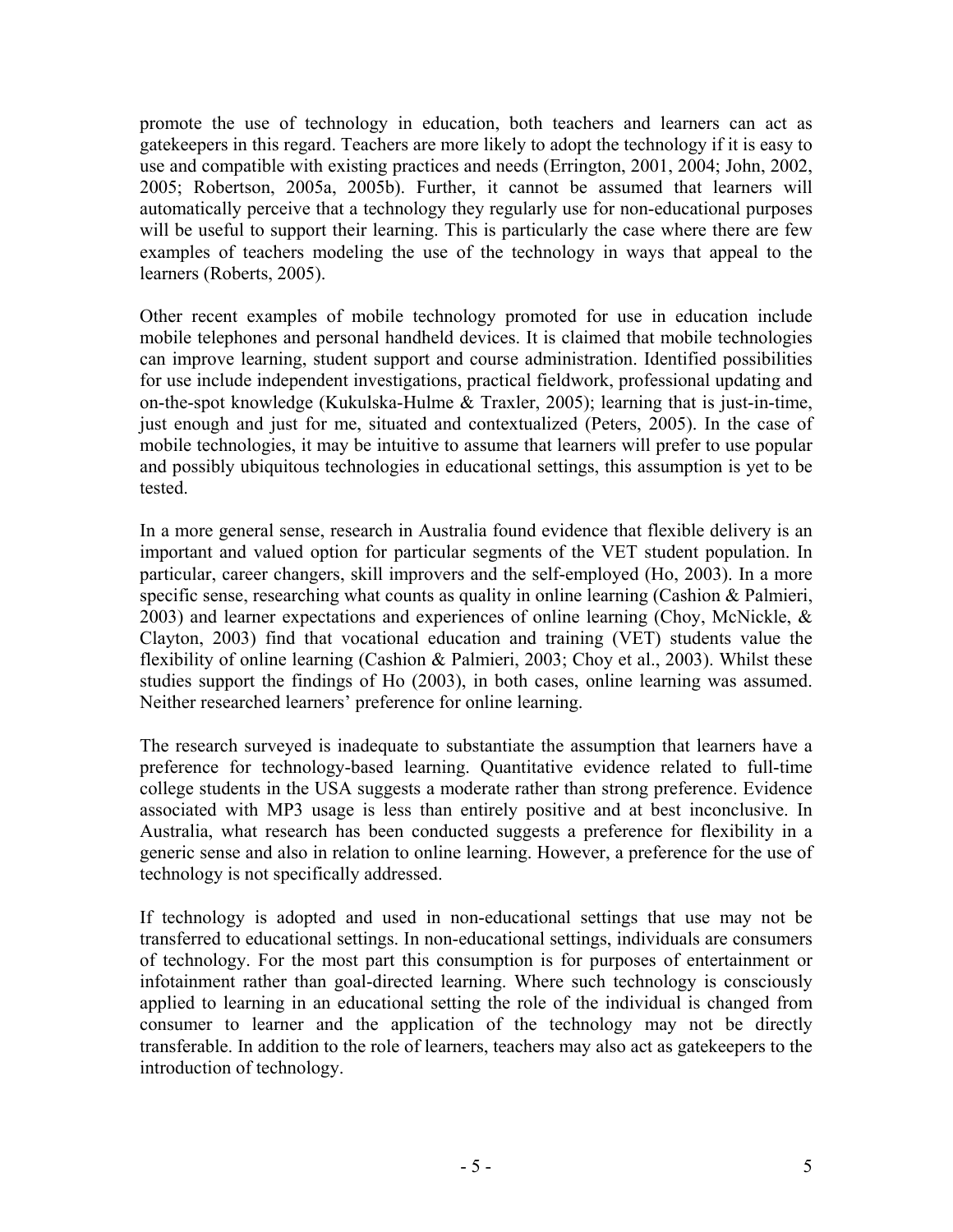promote the use of technology in education, both teachers and learners can act as gatekeepers in this regard. Teachers are more likely to adopt the technology if it is easy to use and compatible with existing practices and needs (Errington, 2001, 2004; John, 2002, 2005; Robertson, 2005a, 2005b). Further, it cannot be assumed that learners will automatically perceive that a technology they regularly use for non-educational purposes will be useful to support their learning. This is particularly the case where there are few examples of teachers modeling the use of the technology in ways that appeal to the learners (Roberts, 2005).

Other recent examples of mobile technology promoted for use in education include mobile telephones and personal handheld devices. It is claimed that mobile technologies can improve learning, student support and course administration. Identified possibilities for use include independent investigations, practical fieldwork, professional updating and on-the-spot knowledge (Kukulska-Hulme & Traxler, 2005); learning that is just-in-time, just enough and just for me, situated and contextualized (Peters, 2005). In the case of mobile technologies, it may be intuitive to assume that learners will prefer to use popular and possibly ubiquitous technologies in educational settings, this assumption is yet to be tested.

In a more general sense, research in Australia found evidence that flexible delivery is an important and valued option for particular segments of the VET student population. In particular, career changers, skill improvers and the self-employed (Ho, 2003). In a more specific sense, researching what counts as quality in online learning (Cashion & Palmieri, 2003) and learner expectations and experiences of online learning (Choy, McNickle, & Clayton, 2003) find that vocational education and training (VET) students value the flexibility of online learning (Cashion & Palmieri, 2003; Choy et al., 2003). Whilst these studies support the findings of Ho (2003), in both cases, online learning was assumed. Neither researched learners' preference for online learning.

The research surveyed is inadequate to substantiate the assumption that learners have a preference for technology-based learning. Quantitative evidence related to full-time college students in the USA suggests a moderate rather than strong preference. Evidence associated with MP3 usage is less than entirely positive and at best inconclusive. In Australia, what research has been conducted suggests a preference for flexibility in a generic sense and also in relation to online learning. However, a preference for the use of technology is not specifically addressed.

If technology is adopted and used in non-educational settings that use may not be transferred to educational settings. In non-educational settings, individuals are consumers of technology. For the most part this consumption is for purposes of entertainment or infotainment rather than goal-directed learning. Where such technology is consciously applied to learning in an educational setting the role of the individual is changed from consumer to learner and the application of the technology may not be directly transferable. In addition to the role of learners, teachers may also act as gatekeepers to the introduction of technology.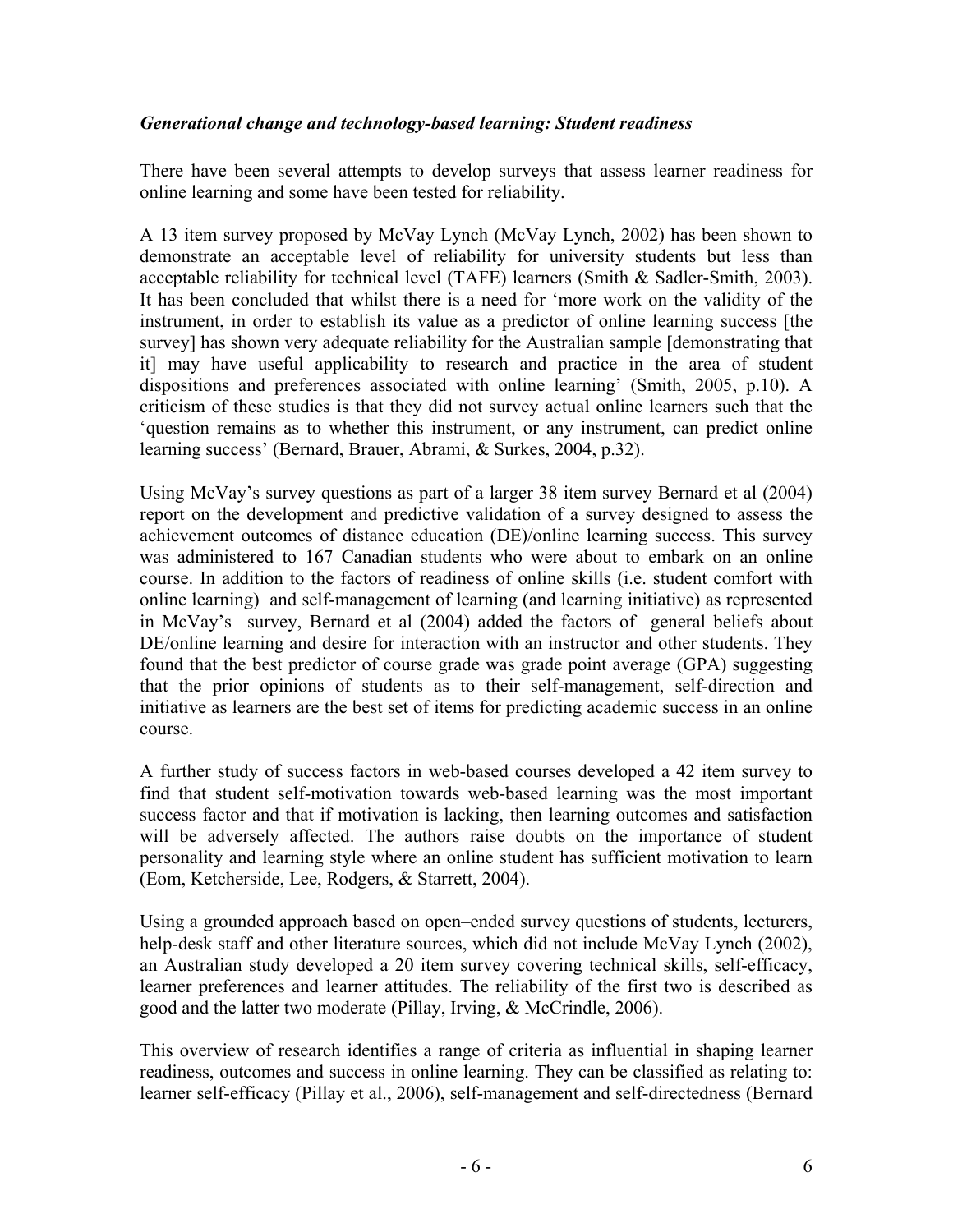### *Generational change and technology-based learning: Student readiness*

There have been several attempts to develop surveys that assess learner readiness for online learning and some have been tested for reliability.

A 13 item survey proposed by McVay Lynch (McVay Lynch, 2002) has been shown to demonstrate an acceptable level of reliability for university students but less than acceptable reliability for technical level (TAFE) learners (Smith & Sadler-Smith, 2003). It has been concluded that whilst there is a need for 'more work on the validity of the instrument, in order to establish its value as a predictor of online learning success [the survey] has shown very adequate reliability for the Australian sample [demonstrating that it] may have useful applicability to research and practice in the area of student dispositions and preferences associated with online learning' (Smith, 2005, p.10). A criticism of these studies is that they did not survey actual online learners such that the 'question remains as to whether this instrument, or any instrument, can predict online learning success' (Bernard, Brauer, Abrami, & Surkes, 2004, p.32).

Using McVay's survey questions as part of a larger 38 item survey Bernard et al (2004) report on the development and predictive validation of a survey designed to assess the achievement outcomes of distance education (DE)/online learning success. This survey was administered to 167 Canadian students who were about to embark on an online course. In addition to the factors of readiness of online skills (i.e. student comfort with online learning) and self-management of learning (and learning initiative) as represented in McVay's survey, Bernard et al (2004) added the factors of general beliefs about DE/online learning and desire for interaction with an instructor and other students. They found that the best predictor of course grade was grade point average (GPA) suggesting that the prior opinions of students as to their self-management, self-direction and initiative as learners are the best set of items for predicting academic success in an online course.

A further study of success factors in web-based courses developed a 42 item survey to find that student self-motivation towards web-based learning was the most important success factor and that if motivation is lacking, then learning outcomes and satisfaction will be adversely affected. The authors raise doubts on the importance of student personality and learning style where an online student has sufficient motivation to learn (Eom, Ketcherside, Lee, Rodgers, & Starrett, 2004).

Using a grounded approach based on open–ended survey questions of students, lecturers, help-desk staff and other literature sources, which did not include McVay Lynch (2002), an Australian study developed a 20 item survey covering technical skills, self-efficacy, learner preferences and learner attitudes. The reliability of the first two is described as good and the latter two moderate (Pillay, Irving, & McCrindle, 2006).

This overview of research identifies a range of criteria as influential in shaping learner readiness, outcomes and success in online learning. They can be classified as relating to: learner self-efficacy (Pillay et al., 2006), self-management and self-directedness (Bernard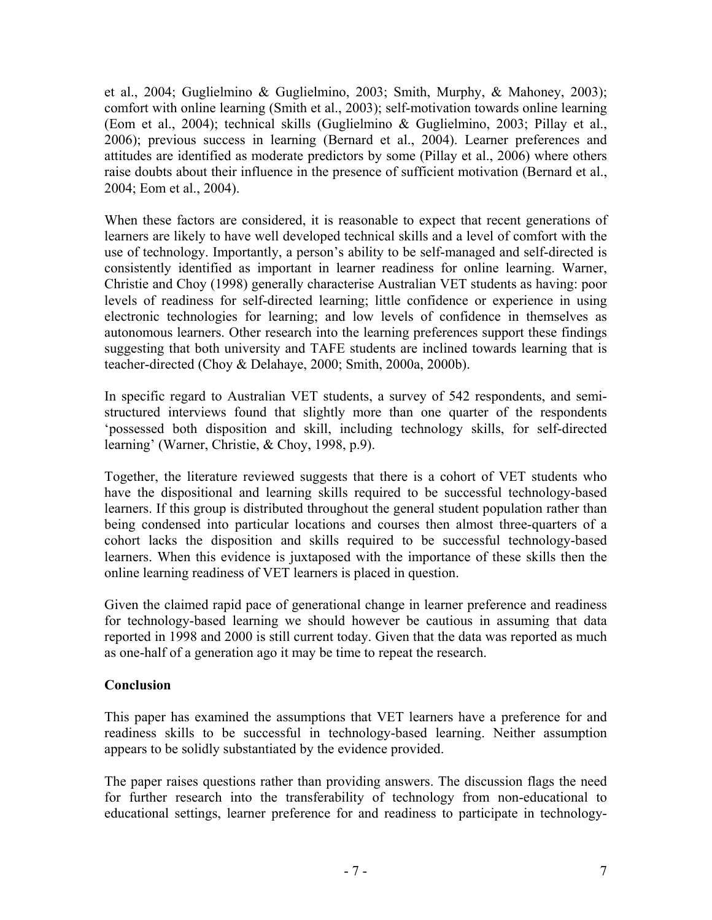et al., 2004; Guglielmino & Guglielmino, 2003; Smith, Murphy, & Mahoney, 2003); comfort with online learning (Smith et al., 2003); self-motivation towards online learning (Eom et al., 2004); technical skills (Guglielmino & Guglielmino, 2003; Pillay et al., 2006); previous success in learning (Bernard et al., 2004). Learner preferences and attitudes are identified as moderate predictors by some (Pillay et al., 2006) where others raise doubts about their influence in the presence of sufficient motivation (Bernard et al., 2004; Eom et al., 2004).

When these factors are considered, it is reasonable to expect that recent generations of learners are likely to have well developed technical skills and a level of comfort with the use of technology. Importantly, a person's ability to be self-managed and self-directed is consistently identified as important in learner readiness for online learning. Warner, Christie and Choy (1998) generally characterise Australian VET students as having: poor levels of readiness for self-directed learning; little confidence or experience in using electronic technologies for learning; and low levels of confidence in themselves as autonomous learners. Other research into the learning preferences support these findings suggesting that both university and TAFE students are inclined towards learning that is teacher-directed (Choy & Delahaye, 2000; Smith, 2000a, 2000b).

In specific regard to Australian VET students, a survey of 542 respondents, and semi-structured interviews found that slightly more than one quarter of the respondents 'possessed both disposition and skill, including technology skills, for self-directed learning' (Warner, Christie, & Choy, 1998, p.9).

Together, the literature reviewed suggests that there is a cohort of VET students who have the dispositional and learning skills required to be successful technology-based learners. If this group is distributed throughout the general student population rather than being condensed into particular locations and courses then almost three-quarters of a cohort lacks the disposition and skills required to be successful technology-based learners. When this evidence is juxtaposed with the importance of these skills then the online learning readiness of VET learners is placed in question.

Given the claimed rapid pace of generational change in learner preference and readiness for technology-based learning we should however be cautious in assuming that data reported in 1998 and 2000 is still current today. Given that the data was reported as much as one-half of a generation ago it may be time to repeat the research.

## Conclusion

This paper has examined the assumptions that VET learners have a preference for and readiness skills to be successful in technology-based learning. Neither assumption appears to be solidly substantiated by the evidence provided.

The paper raises questions rather than providing answers. The discussion flags the need for further research into the transferability of technology from non-educational to educational settings, learner preference for and readiness to participate in technology-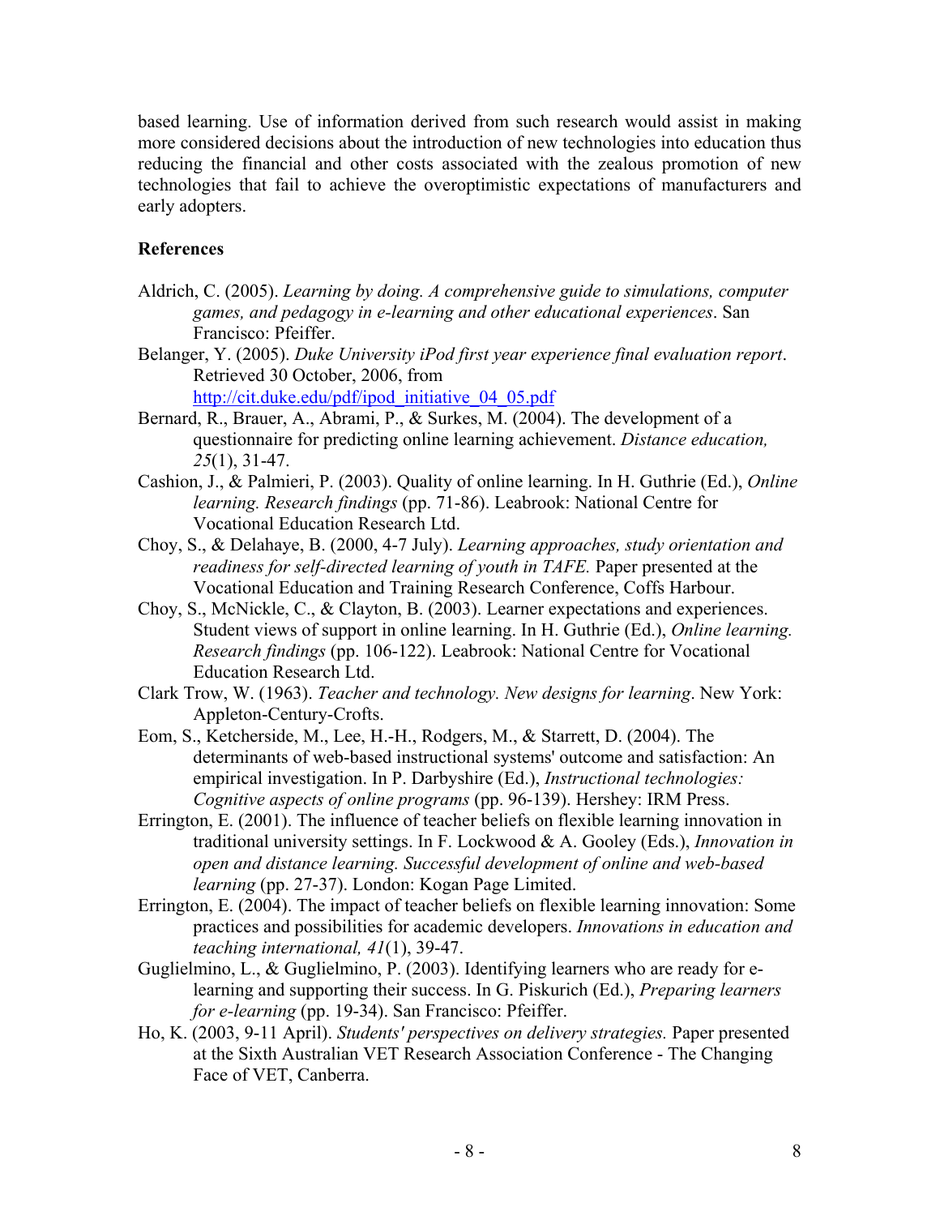based learning. Use of information derived from such research would assist in making more considered decisions about the introduction of new technologies into education thus reducing the financial and other costs associated with the zealous promotion of new technologies that fail to achieve the overoptimistic expectations of manufacturers and early adopters.

**References**

Aldrich, C. (2005). *Learning by doing. A comprehensive guide to simulations, computer games, and pedagogy in e-learning and other educational experiences*. San Francisco: Pfeiffer.

Belanger, Y. (2005). *Duke University iPod first year experience final evaluation report*. Retrieved 30 October, 2006, from http://cit.duke.edu/pdf/ipod_initiative_04_05.pdf

Bernard, R., Brauer, A., Abrami, P., & Surkes, M. (2004). The development of a questionnaire for predicting online learning achievement. *Distance education, 25*(1), 31-47.

Cashion, J., & Palmieri, P. (2003). Quality of online learning. In H. Guthrie (Ed.), *Online learning. Research findings* (pp. 71-86). Leabrook: National Centre for Vocational Education Research Ltd.

Choy, S., & Delahaye, B. (2000, 4-7 July). *Learning approaches, study orientation and readiness for self-directed learning of youth in TAFE.* Paper presented at the Vocational Education and Training Research Conference, Coffs Harbour.

Choy, S., McNickle, C., & Clayton, B. (2003). Learner expectations and experiences. Student views of support in online learning. In H. Guthrie (Ed.), *Online learning. Research findings* (pp. 106-122). Leabrook: National Centre for Vocational Education Research Ltd.

Clark Trow, W. (1963). *Teacher and technology. New designs for learning*. New York: Appleton-Century-Crofts.

Eom, S., Ketcherside, M., Lee, H.-H., Rodgers, M., & Starrett, D. (2004). The determinants of web-based instructional systems' outcome and satisfaction: An empirical investigation. In P. Darbyshire (Ed.), *Instructional technologies: Cognitive aspects of online programs* (pp. 96-139). Hershey: IRM Press.

Errington, E. (2001). The influence of teacher beliefs on flexible learning innovation in traditional university settings. In F. Lockwood & A. Gooley (Eds.), *Innovation in open and distance learning. Successful development of online and web-based learning* (pp. 27-37). London: Kogan Page Limited.

Errington, E. (2004). The impact of teacher beliefs on flexible learning innovation: Some practices and possibilities for academic developers. *Innovations in education and teaching international, 41*(1), 39-47.

Guglielmino, L., & Guglielmino, P. (2003). Identifying learners who are ready for e-learning and supporting their success. In G. Piskurich (Ed.), *Preparing learners for e-learning* (pp. 19-34). San Francisco: Pfeiffer.

Ho, K. (2003, 9-11 April). *Students' perspectives on delivery strategies.* Paper presented at the Sixth Australian VET Research Association Conference - The Changing Face of VET, Canberra.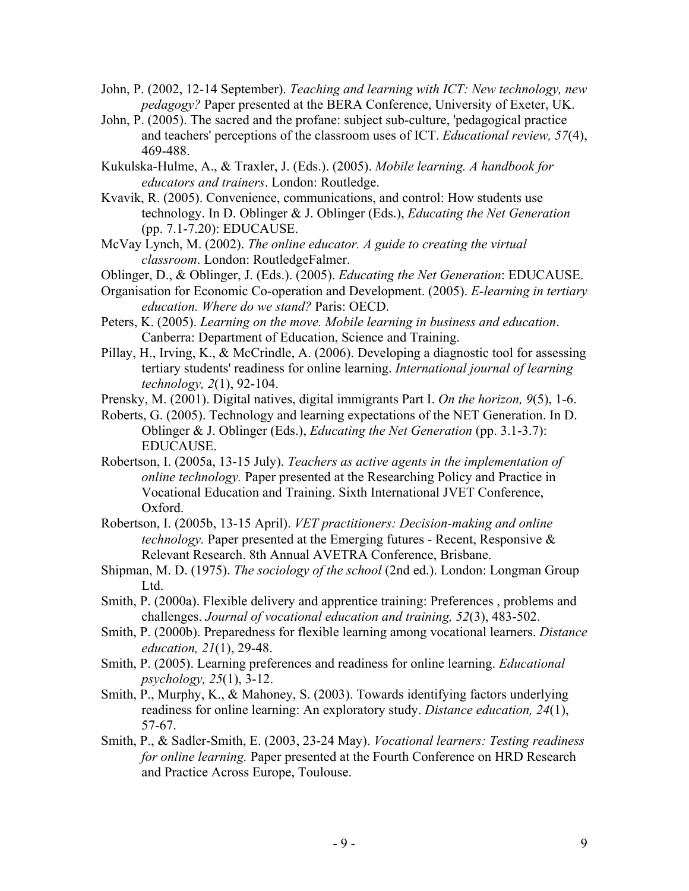John, P. (2002, 12-14 September). *Teaching and learning with ICT: New technology, new pedagogy?* Paper presented at the BERA Conference, University of Exeter, UK.

John, P. (2005). The sacred and the profane: subject sub-culture, 'pedagogical practice and teachers' perceptions of the classroom uses of ICT. *Educational review, 57*(4), 469-488.

Kukulska-Hulme, A., & Traxler, J. (Eds.). (2005). *Mobile learning. A handbook for educators and trainers*. London: Routledge.

Kvavik, R. (2005). Convenience, communications, and control: How students use technology. In D. Oblinger & J. Oblinger (Eds.), *Educating the Net Generation* (pp. 7.1-7.20): EDUCAUSE.

McVay Lynch, M. (2002). *The online educator. A guide to creating the virtual classroom*. London: RoutledgeFalmer.

Oblinger, D., & Oblinger, J. (Eds.). (2005). *Educating the Net Generation*: EDUCAUSE.

Organisation for Economic Co-operation and Development. (2005). *E-learning in tertiary education. Where do we stand?* Paris: OECD.

Peters, K. (2005). *Learning on the move. Mobile learning in business and education*. Canberra: Department of Education, Science and Training.

Pillay, H., Irving, K., & McCrindle, A. (2006). Developing a diagnostic tool for assessing tertiary students' readiness for online learning. *International journal of learning technology, 2*(1), 92-104.

Prensky, M. (2001). Digital natives, digital immigrants Part I. *On the horizon, 9*(5), 1-6.

Roberts, G. (2005). Technology and learning expectations of the NET Generation. In D. Oblinger & J. Oblinger (Eds.), *Educating the Net Generation* (pp. 3.1-3.7): EDUCAUSE.

Robertson, I. (2005a, 13-15 July). *Teachers as active agents in the implementation of online technology.* Paper presented at the Researching Policy and Practice in Vocational Education and Training. Sixth International JVET Conference, Oxford.

Robertson, I. (2005b, 13-15 April). *VET practitioners: Decision-making and online technology.* Paper presented at the Emerging futures - Recent, Responsive & Relevant Research. 8th Annual AVETRA Conference, Brisbane.

Shipman, M. D. (1975). *The sociology of the school* (2nd ed.). London: Longman Group Ltd.

Smith, P. (2000a). Flexible delivery and apprentice training: Preferences , problems and challenges. *Journal of vocational education and training, 52*(3), 483-502.

Smith, P. (2000b). Preparedness for flexible learning among vocational learners. *Distance education, 21*(1), 29-48.

Smith, P. (2005). Learning preferences and readiness for online learning. *Educational psychology, 25*(1), 3-12.

Smith, P., Murphy, K., & Mahoney, S. (2003). Towards identifying factors underlying readiness for online learning: An exploratory study. *Distance education, 24*(1), 57-67.

Smith, P., & Sadler-Smith, E. (2003, 23-24 May). *Vocational learners: Testing readiness for online learning.* Paper presented at the Fourth Conference on HRD Research and Practice Across Europe, Toulouse.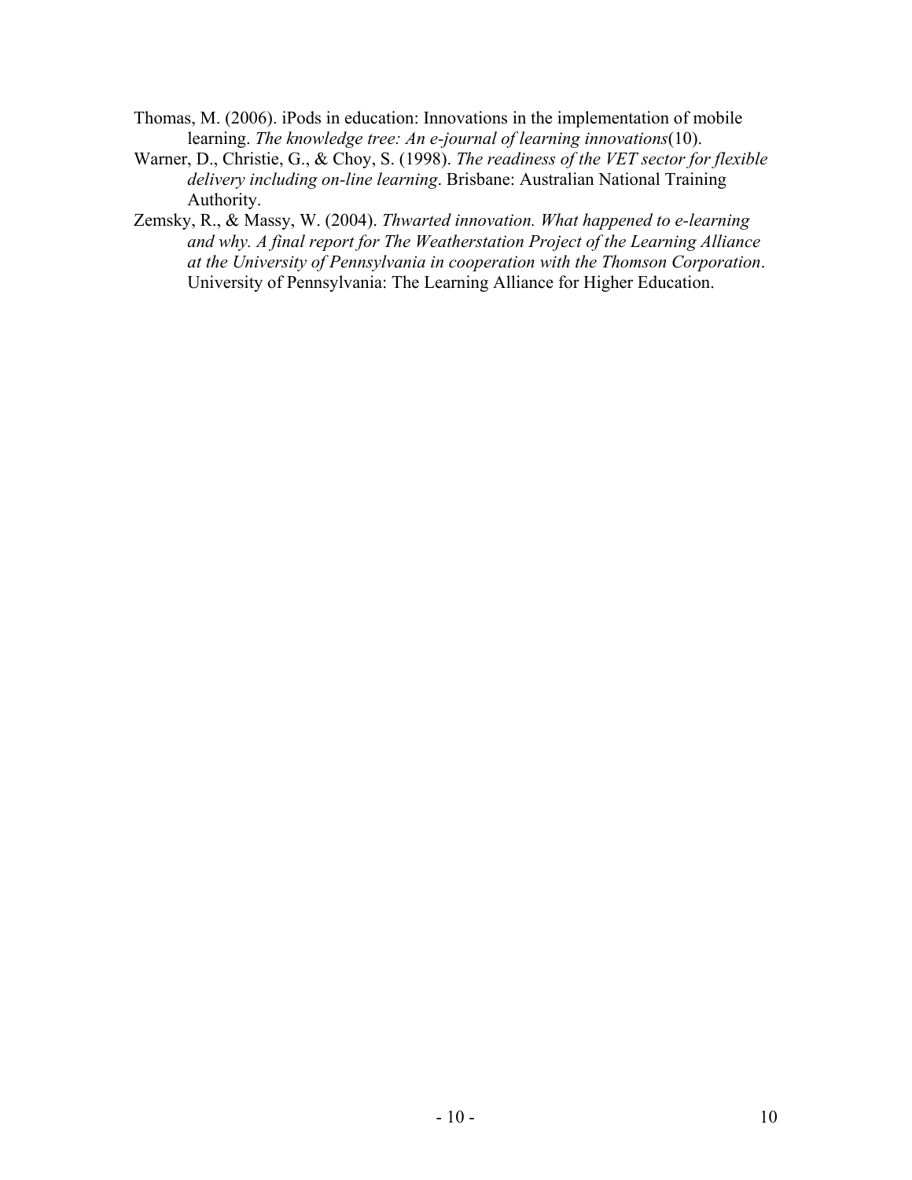Thomas, M. (2006). iPods in education: Innovations in the implementation of mobile learning. *The knowledge tree: An e-journal of learning innovations*(10).

Warner, D., Christie, G., & Choy, S. (1998). *The readiness of the VET sector for flexible delivery including on-line learning*. Brisbane: Australian National Training Authority.

Zemsky, R., & Massy, W. (2004). *Thwarted innovation. What happened to e-learning and why. A final report for The Weatherstation Project of the Learning Alliance at the University of Pennsylvania in cooperation with the Thomson Corporation*. University of Pennsylvania: The Learning Alliance for Higher Education.